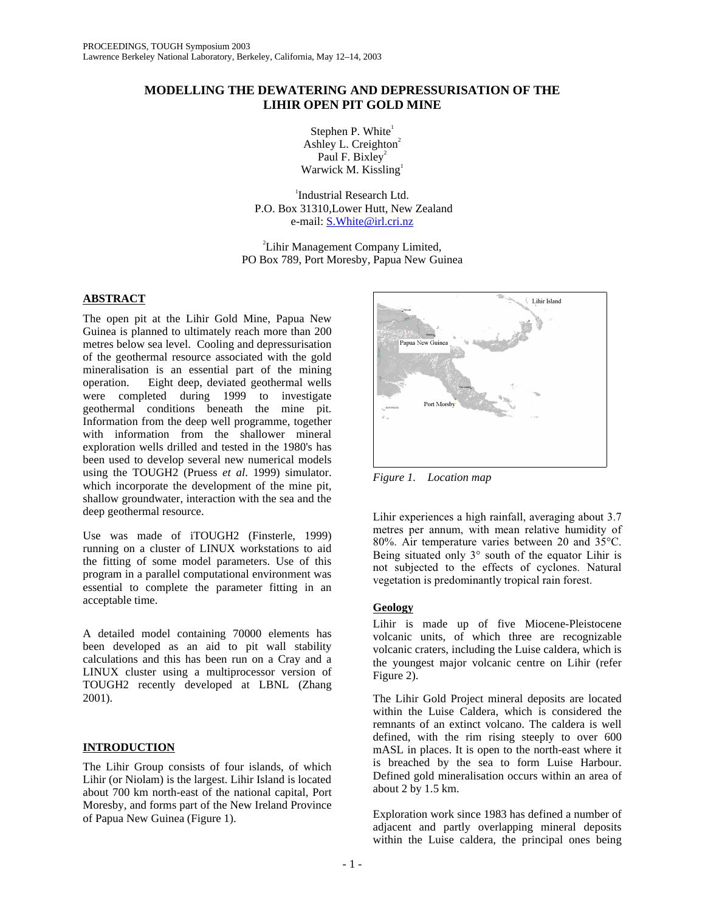PROCEEDINGS, TOUGH Symposium 2003
Lawrence Berkeley National Laboratory, Berkeley, California, May 12–14, 2003

# MODELLING THE DEWATERING AND DEPRESSURISATION OF THE LIHIR OPEN PIT GOLD MINE

Stephen P. White[1]
Ashley L. Creighton[2]
Paul F. Bixley[2]
Warwick M. Kissling[1]

[1]Industrial Research Ltd.
P.O. Box 31310,Lower Hutt, New Zealand
e-mail: S.White@irl.cri.nz

[2]Lihir Management Company Limited,
PO Box 789, Port Moresby, Papua New Guinea

## ABSTRACT

The open pit at the Lihir Gold Mine, Papua New Guinea is planned to ultimately reach more than 200 metres below sea level. Cooling and depressurisation of the geothermal resource associated with the gold mineralisation is an essential part of the mining operation. Eight deep, deviated geothermal wells were completed during 1999 to investigate geothermal conditions beneath the mine pit. Information from the deep well programme, together with information from the shallower mineral exploration wells drilled and tested in the 1980's has been used to develop several new numerical models using the TOUGH2 (Pruess *et al*. 1999) simulator. which incorporate the development of the mine pit, shallow groundwater, interaction with the sea and the deep geothermal resource.

Use was made of iTOUGH2 (Finsterle, 1999) running on a cluster of LINUX workstations to aid the fitting of some model parameters. Use of this program in a parallel computational environment was essential to complete the parameter fitting in an acceptable time.

A detailed model containing 70000 elements has been developed as an aid to pit wall stability calculations and this has been run on a Cray and a LINUX cluster using a multiprocessor version of TOUGH2 recently developed at LBNL (Zhang 2001).

## INTRODUCTION

The Lihir Group consists of four islands, of which Lihir (or Niolam) is the largest. Lihir Island is located about 700 km north-east of the national capital, Port Moresby, and forms part of the New Ireland Province of Papua New Guinea (Figure 1).

*Figure 1. Location map*

Lihir experiences a high rainfall, averaging about 3.7 metres per annum, with mean relative humidity of 80%. Air temperature varies between 20 and 35°C. Being situated only 3° south of the equator Lihir is not subjected to the effects of cyclones. Natural vegetation is predominantly tropical rain forest.

### Geology

Lihir is made up of five Miocene-Pleistocene volcanic units, of which three are recognizable volcanic craters, including the Luise caldera, which is the youngest major volcanic centre on Lihir (refer Figure 2).

The Lihir Gold Project mineral deposits are located within the Luise Caldera, which is considered the remnants of an extinct volcano. The caldera is well defined, with the rim rising steeply to over 600 mASL in places. It is open to the north-east where it is breached by the sea to form Luise Harbour. Defined gold mineralisation occurs within an area of about 2 by 1.5 km.

Exploration work since 1983 has defined a number of adjacent and partly overlapping mineral deposits within the Luise caldera, the principal ones being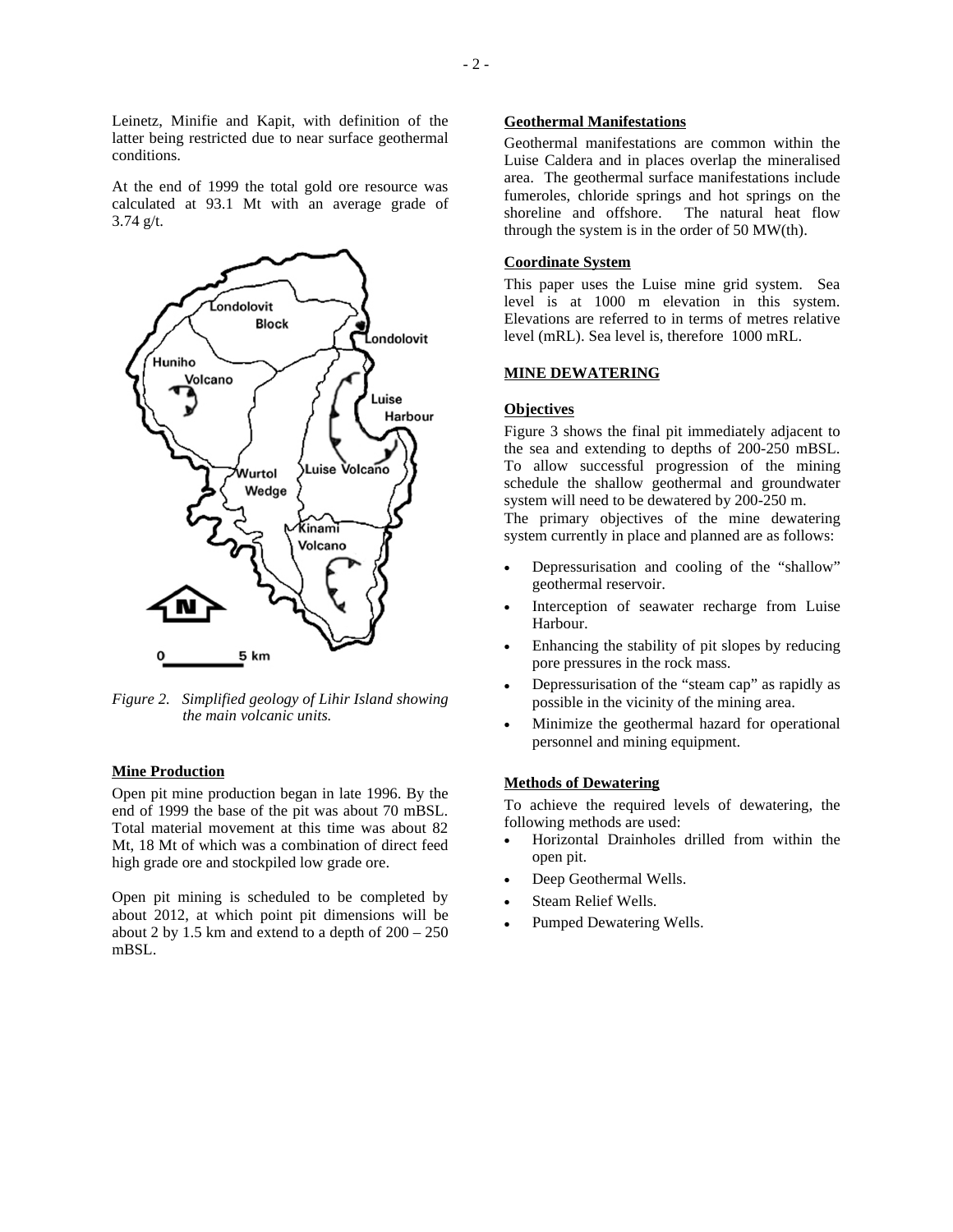Leinetz, Minifie and Kapit, with definition of the latter being restricted due to near surface geothermal conditions.

At the end of 1999 the total gold ore resource was calculated at 93.1 Mt with an average grade of 3.74 g/t.

*Figure 2. Simplified geology of Lihir Island showing the main volcanic units.*

## Mine Production

Open pit mine production began in late 1996. By the end of 1999 the base of the pit was about 70 mBSL. Total material movement at this time was about 82 Mt, 18 Mt of which was a combination of direct feed high grade ore and stockpiled low grade ore.

Open pit mining is scheduled to be completed by about 2012, at which point pit dimensions will be about 2 by 1.5 km and extend to a depth of 200 – 250 mBSL.

## Geothermal Manifestations

Geothermal manifestations are common within the Luise Caldera and in places overlap the mineralised area. The geothermal surface manifestations include fumeroles, chloride springs and hot springs on the shoreline and offshore. The natural heat flow through the system is in the order of 50 MW(th).

## Coordinate System

This paper uses the Luise mine grid system. Sea level is at 1000 m elevation in this system. Elevations are referred to in terms of metres relative level (mRL). Sea level is, therefore 1000 mRL.

# MINE DEWATERING

## Objectives

Figure 3 shows the final pit immediately adjacent to the sea and extending to depths of 200-250 mBSL. To allow successful progression of the mining schedule the shallow geothermal and groundwater system will need to be dewatered by 200-250 m.

The primary objectives of the mine dewatering system currently in place and planned are as follows:

- Depressurisation and cooling of the "shallow" geothermal reservoir.
- Interception of seawater recharge from Luise Harbour.
- Enhancing the stability of pit slopes by reducing pore pressures in the rock mass.
- Depressurisation of the "steam cap" as rapidly as possible in the vicinity of the mining area.
- Minimize the geothermal hazard for operational personnel and mining equipment.

## Methods of Dewatering

To achieve the required levels of dewatering, the following methods are used:

- Horizontal Drainholes drilled from within the open pit.
- Deep Geothermal Wells.
- Steam Relief Wells.
- Pumped Dewatering Wells.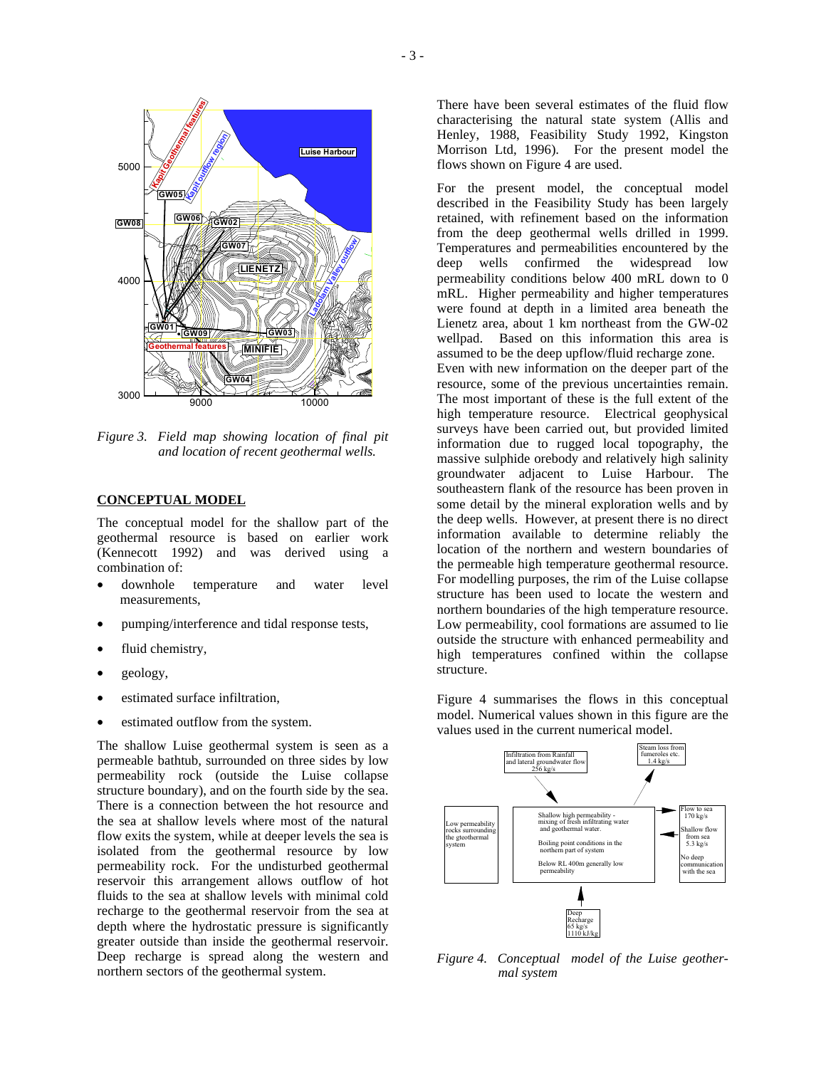*Figure 3. Field map showing location of final pit and location of recent geothermal wells.*

## CONCEPTUAL MODEL

The conceptual model for the shallow part of the geothermal resource is based on earlier work (Kennecott 1992) and was derived using a combination of:

- downhole temperature and water level measurements,
- pumping/interference and tidal response tests,
- fluid chemistry,
- geology,
- estimated surface infiltration,
- estimated outflow from the system.

The shallow Luise geothermal system is seen as a permeable bathtub, surrounded on three sides by low permeability rock (outside the Luise collapse structure boundary), and on the fourth side by the sea. There is a connection between the hot resource and the sea at shallow levels where most of the natural flow exits the system, while at deeper levels the sea is isolated from the geothermal resource by low permeability rock. For the undisturbed geothermal reservoir this arrangement allows outflow of hot fluids to the sea at shallow levels with minimal cold recharge to the geothermal reservoir from the sea at depth where the hydrostatic pressure is significantly greater outside than inside the geothermal reservoir. Deep recharge is spread along the western and northern sectors of the geothermal system.

There have been several estimates of the fluid flow characterising the natural state system (Allis and Henley, 1988, Feasibility Study 1992, Kingston Morrison Ltd, 1996). For the present model the flows shown on Figure 4 are used.

For the present model, the conceptual model described in the Feasibility Study has been largely retained, with refinement based on the information from the deep geothermal wells drilled in 1999. Temperatures and permeabilities encountered by the deep wells confirmed the widespread low permeability conditions below 400 mRL down to 0 mRL. Higher permeability and higher temperatures were found at depth in a limited area beneath the Lienetz area, about 1 km northeast from the GW-02 wellpad. Based on this information this area is assumed to be the deep upflow/fluid recharge zone.

Even with new information on the deeper part of the resource, some of the previous uncertainties remain. The most important of these is the full extent of the high temperature resource. Electrical geophysical surveys have been carried out, but provided limited information due to rugged local topography, the massive sulphide orebody and relatively high salinity groundwater adjacent to Luise Harbour. The southeastern flank of the resource has been proven in some detail by the mineral exploration wells and by the deep wells. However, at present there is no direct information available to determine reliably the location of the northern and western boundaries of the permeable high temperature geothermal resource. For modelling purposes, the rim of the Luise collapse structure has been used to locate the western and northern boundaries of the high temperature resource. Low permeability, cool formations are assumed to lie outside the structure with enhanced permeability and high temperatures confined within the collapse structure.

Figure 4 summarises the flows in this conceptual model. Numerical values shown in this figure are the values used in the current numerical model.

*Figure 4. Conceptual model of the Luise geothermal system*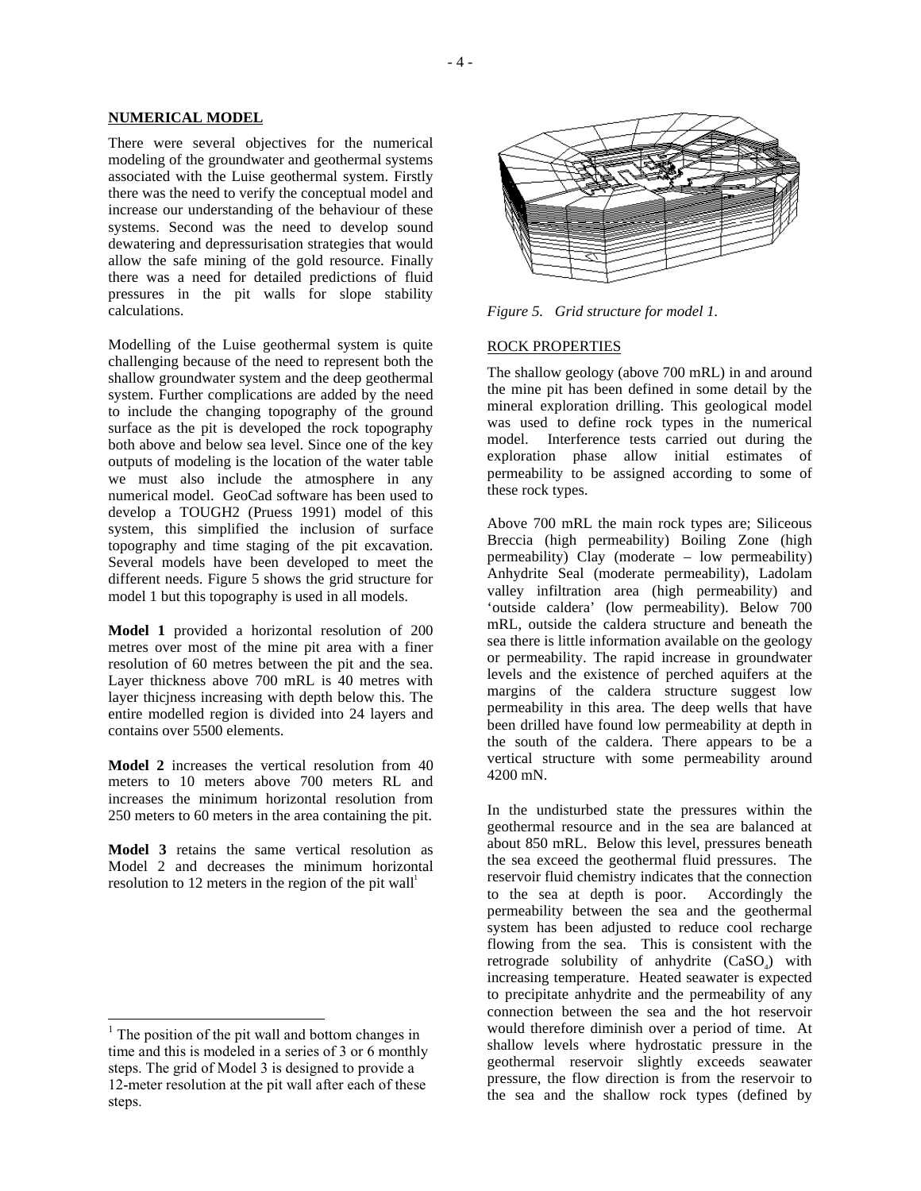## NUMERICAL MODEL

There were several objectives for the numerical modeling of the groundwater and geothermal systems associated with the Luise geothermal system. Firstly there was the need to verify the conceptual model and increase our understanding of the behaviour of these systems. Second was the need to develop sound dewatering and depressurisation strategies that would allow the safe mining of the gold resource. Finally there was a need for detailed predictions of fluid pressures in the pit walls for slope stability calculations.

Modelling of the Luise geothermal system is quite challenging because of the need to represent both the shallow groundwater system and the deep geothermal system. Further complications are added by the need to include the changing topography of the ground surface as the pit is developed the rock topography both above and below sea level. Since one of the key outputs of modeling is the location of the water table we must also include the atmosphere in any numerical model. GeoCad software has been used to develop a TOUGH2 (Pruess 1991) model of this system, this simplified the inclusion of surface topography and time staging of the pit excavation. Several models have been developed to meet the different needs. Figure 5 shows the grid structure for model 1 but this topography is used in all models.

**Model 1** provided a horizontal resolution of 200 metres over most of the mine pit area with a finer resolution of 60 metres between the pit and the sea. Layer thickness above 700 mRL is 40 metres with layer thicjness increasing with depth below this. The entire modelled region is divided into 24 layers and contains over 5500 elements.

**Model 2** increases the vertical resolution from 40 meters to 10 meters above 700 meters RL and increases the minimum horizontal resolution from 250 meters to 60 meters in the area containing the pit.

**Model 3** retains the same vertical resolution as Model 2 and decreases the minimum horizontal resolution to 12 meters in the region of the pit wall[1]

[1] The position of the pit wall and bottom changes in time and this is modeled in a series of 3 or 6 monthly steps. The grid of Model 3 is designed to provide a 12-meter resolution at the pit wall after each of these steps.

*Figure 5. Grid structure for model 1.*

### ROCK PROPERTIES

The shallow geology (above 700 mRL) in and around the mine pit has been defined in some detail by the mineral exploration drilling. This geological model was used to define rock types in the numerical model. Interference tests carried out during the exploration phase allow initial estimates of permeability to be assigned according to some of these rock types.

Above 700 mRL the main rock types are; Siliceous Breccia (high permeability) Boiling Zone (high permeability) Clay (moderate – low permeability) Anhydrite Seal (moderate permeability), Ladolam valley infiltration area (high permeability) and 'outside caldera' (low permeability). Below 700 mRL, outside the caldera structure and beneath the sea there is little information available on the geology or permeability. The rapid increase in groundwater levels and the existence of perched aquifers at the margins of the caldera structure suggest low permeability in this area. The deep wells that have been drilled have found low permeability at depth in the south of the caldera. There appears to be a vertical structure with some permeability around 4200 mN.

In the undisturbed state the pressures within the geothermal resource and in the sea are balanced at about 850 mRL. Below this level, pressures beneath the sea exceed the geothermal fluid pressures. The reservoir fluid chemistry indicates that the connection to the sea at depth is poor. Accordingly the permeability between the sea and the geothermal system has been adjusted to reduce cool recharge flowing from the sea. This is consistent with the retrograde solubility of anhydrite ($CaSO_4$) with increasing temperature. Heated seawater is expected to precipitate anhydrite and the permeability of any connection between the sea and the hot reservoir would therefore diminish over a period of time. At shallow levels where hydrostatic pressure in the geothermal reservoir slightly exceeds seawater pressure, the flow direction is from the reservoir to the sea and the shallow rock types (defined by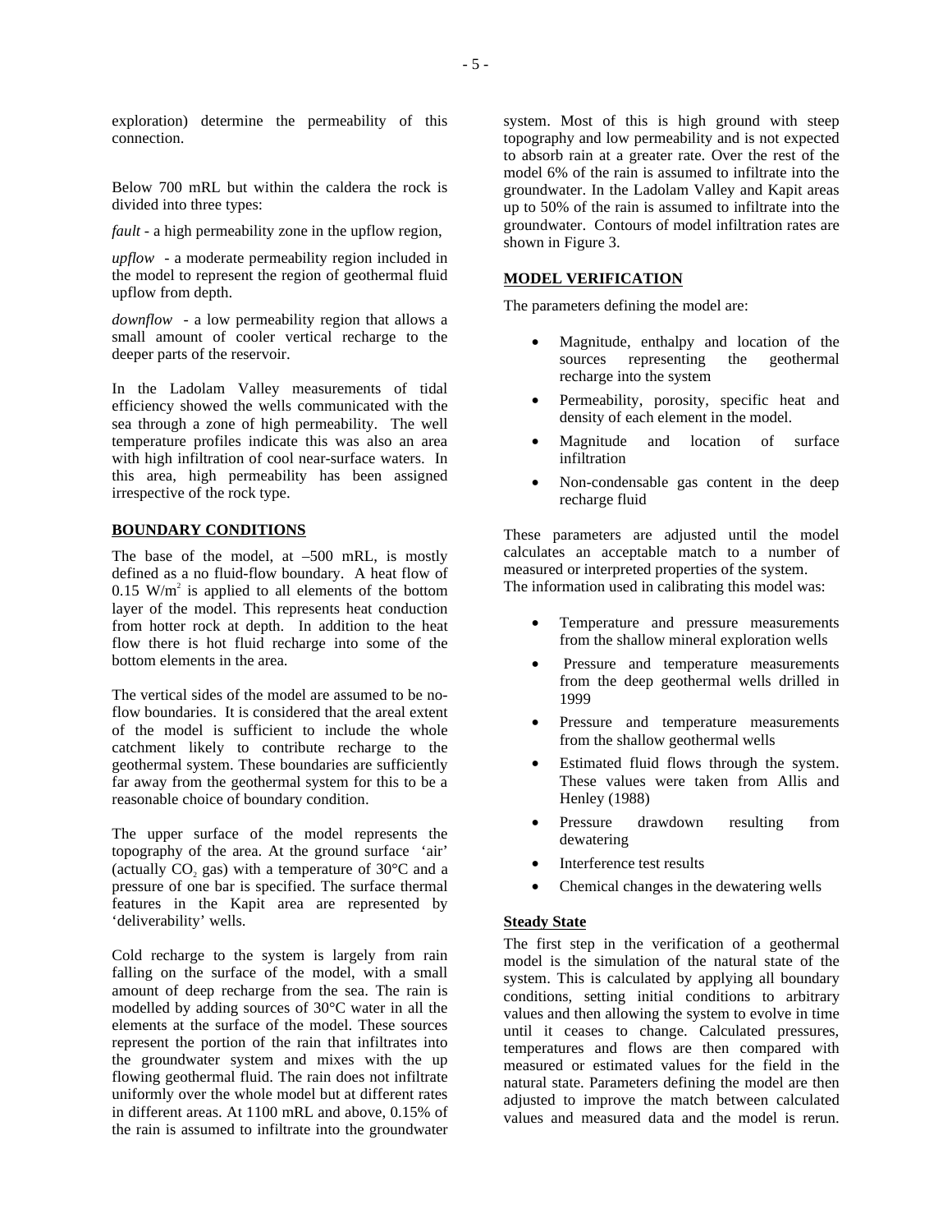exploration) determine the permeability of this connection.

Below 700 mRL but within the caldera the rock is divided into three types:

*fault* - a high permeability zone in the upflow region,

*upflow* - a moderate permeability region included in the model to represent the region of geothermal fluid upflow from depth.

*downflow* - a low permeability region that allows a small amount of cooler vertical recharge to the deeper parts of the reservoir.

In the Ladolam Valley measurements of tidal efficiency showed the wells communicated with the sea through a zone of high permeability. The well temperature profiles indicate this was also an area with high infiltration of cool near-surface waters. In this area, high permeability has been assigned irrespective of the rock type.

## BOUNDARY CONDITIONS

The base of the model, at –500 mRL, is mostly defined as a no fluid-flow boundary. A heat flow of 0.15 $W/m^2$ is applied to all elements of the bottom layer of the model. This represents heat conduction from hotter rock at depth. In addition to the heat flow there is hot fluid recharge into some of the bottom elements in the area.

The vertical sides of the model are assumed to be no-flow boundaries. It is considered that the areal extent of the model is sufficient to include the whole catchment likely to contribute recharge to the geothermal system. These boundaries are sufficiently far away from the geothermal system for this to be a reasonable choice of boundary condition.

The upper surface of the model represents the topography of the area. At the ground surface 'air' (actually $CO_2$ gas) with a temperature of 30°C and a pressure of one bar is specified. The surface thermal features in the Kapit area are represented by 'deliverability' wells.

Cold recharge to the system is largely from rain falling on the surface of the model, with a small amount of deep recharge from the sea. The rain is modelled by adding sources of 30°C water in all the elements at the surface of the model. These sources represent the portion of the rain that infiltrates into the groundwater system and mixes with the up flowing geothermal fluid. The rain does not infiltrate uniformly over the whole model but at different rates in different areas. At 1100 mRL and above, 0.15% of the rain is assumed to infiltrate into the groundwater system. Most of this is high ground with steep topography and low permeability and is not expected to absorb rain at a greater rate. Over the rest of the model 6% of the rain is assumed to infiltrate into the groundwater. In the Ladolam Valley and Kapit areas up to 50% of the rain is assumed to infiltrate into the groundwater. Contours of model infiltration rates are shown in Figure 3.

## MODEL VERIFICATION

The parameters defining the model are:

- Magnitude, enthalpy and location of the sources representing the geothermal recharge into the system
- Permeability, porosity, specific heat and density of each element in the model.
- Magnitude and location of surface infiltration
- Non-condensable gas content in the deep recharge fluid

These parameters are adjusted until the model calculates an acceptable match to a number of measured or interpreted properties of the system. The information used in calibrating this model was:

- Temperature and pressure measurements from the shallow mineral exploration wells
- Pressure and temperature measurements from the deep geothermal wells drilled in 1999
- Pressure and temperature measurements from the shallow geothermal wells
- Estimated fluid flows through the system. These values were taken from Allis and Henley (1988)
- Pressure drawdown resulting from dewatering
- Interference test results
- Chemical changes in the dewatering wells

### Steady State

The first step in the verification of a geothermal model is the simulation of the natural state of the system. This is calculated by applying all boundary conditions, setting initial conditions to arbitrary values and then allowing the system to evolve in time until it ceases to change. Calculated pressures, temperatures and flows are then compared with measured or estimated values for the field in the natural state. Parameters defining the model are then adjusted to improve the match between calculated values and measured data and the model is rerun.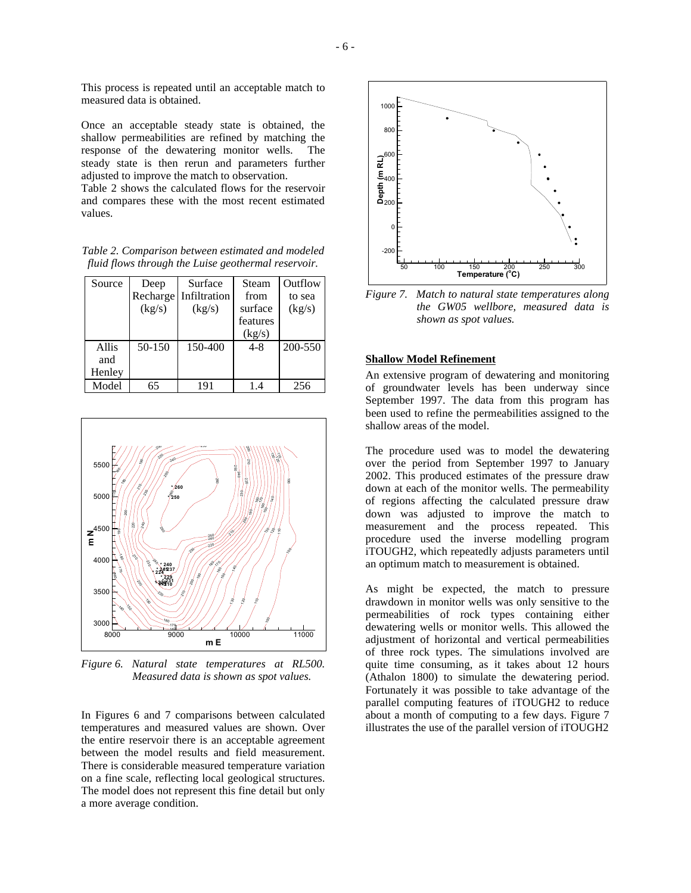This process is repeated until an acceptable match to measured data is obtained.

Once an acceptable steady state is obtained, the shallow permeabilities are refined by matching the response of the dewatering monitor wells. The steady state is then rerun and parameters further adjusted to improve the match to observation.
Table 2 shows the calculated flows for the reservoir and compares these with the most recent estimated values.

*Table 2. Comparison between estimated and modeled fluid flows through the Luise geothermal reservoir.*

| Source | Deep Recharge (kg/s) | Surface Infiltration (kg/s) | Steam from surface features (kg/s) | Outflow to sea (kg/s) |
|---|---|---|---|---|
| Allis and Henley | 50-150 | 150-400 | 4-8 | 200-550 |
| Model | 65 | 191 | 1.4 | 256 |

*Figure 6. Natural state temperatures at RL500. Measured data is shown as spot values.*

In Figures 6 and 7 comparisons between calculated temperatures and measured values are shown. Over the entire reservoir there is an acceptable agreement between the model results and field measurement. There is considerable measured temperature variation on a fine scale, reflecting local geological structures. The model does not represent this fine detail but only a more average condition.

*Figure 7. Match to natural state temperatures along the GW05 wellbore, measured data is shown as spot values.*

## Shallow Model Refinement

An extensive program of dewatering and monitoring of groundwater levels has been underway since September 1997. The data from this program has been used to refine the permeabilities assigned to the shallow areas of the model.

The procedure used was to model the dewatering over the period from September 1997 to January 2002. This produced estimates of the pressure draw down at each of the monitor wells. The permeability of regions affecting the calculated pressure draw down was adjusted to improve the match to measurement and the process repeated. This procedure used the inverse modelling program iTOUGH2, which repeatedly adjusts parameters until an optimum match to measurement is obtained.

As might be expected, the match to pressure drawdown in monitor wells was only sensitive to the permeabilities of rock types containing either dewatering wells or monitor wells. This allowed the adjustment of horizontal and vertical permeabilities of three rock types. The simulations involved are quite time consuming, as it takes about 12 hours (Athalon 1800) to simulate the dewatering period. Fortunately it was possible to take advantage of the parallel computing features of iTOUGH2 to reduce about a month of computing to a few days. Figure 7 illustrates the use of the parallel version of iTOUGH2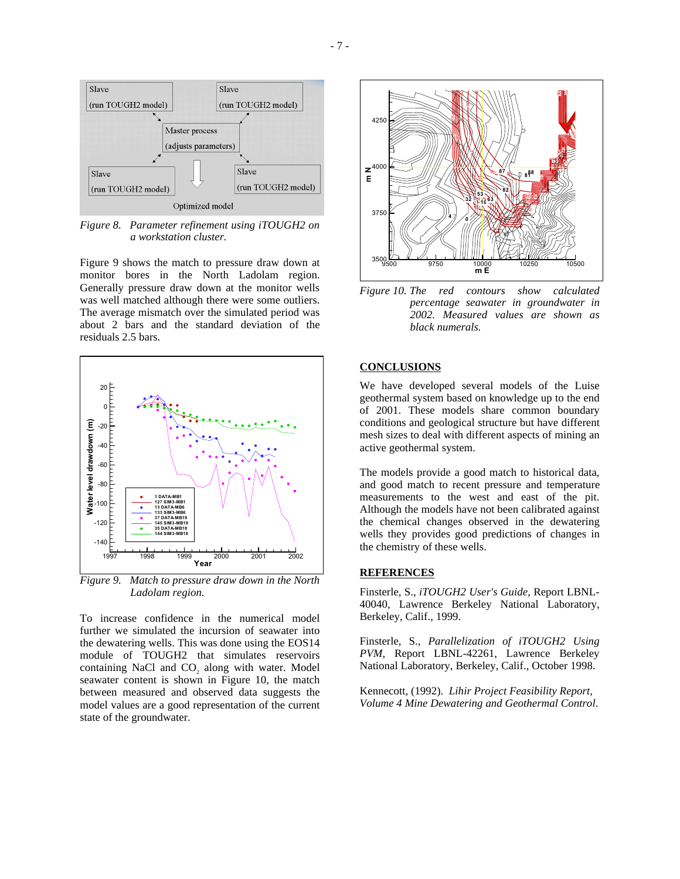*Figure 8. Parameter refinement using iTOUGH2 on a workstation cluster.*

Figure 9 shows the match to pressure draw down at monitor bores in the North Ladolam region. Generally pressure draw down at the monitor wells was well matched although there were some outliers. The average mismatch over the simulated period was about 2 bars and the standard deviation of the residuals 2.5 bars.

*Figure 9. Match to pressure draw down in the North Ladolam region.*

To increase confidence in the numerical model further we simulated the incursion of seawater into the dewatering wells. This was done using the EOS14 module of TOUGH2 that simulates reservoirs containing NaCl and $CO_2$ along with water. Model seawater content is shown in Figure 10, the match between measured and observed data suggests the model values are a good representation of the current state of the groundwater.

*Figure 10. The red contours show calculated percentage seawater in groundwater in 2002. Measured values are shown as black numerals.*

## CONCLUSIONS

We have developed several models of the Luise geothermal system based on knowledge up to the end of 2001. These models share common boundary conditions and geological structure but have different mesh sizes to deal with different aspects of mining an active geothermal system.

The models provide a good match to historical data, and good match to recent pressure and temperature measurements to the west and east of the pit. Although the models have not been calibrated against the chemical changes observed in the dewatering wells they provides good predictions of changes in the chemistry of these wells.

## REFERENCES

Finsterle, S., *iTOUGH2 User's Guide*, Report LBNL-40040, Lawrence Berkeley National Laboratory, Berkeley, Calif., 1999.

Finsterle, S., *Parallelization of iTOUGH2 Using PVM*, Report LBNL-42261, Lawrence Berkeley National Laboratory, Berkeley, Calif., October 1998.

Kennecott, (1992). *Lihir Project Feasibility Report, Volume 4 Mine Dewatering and Geothermal Control*.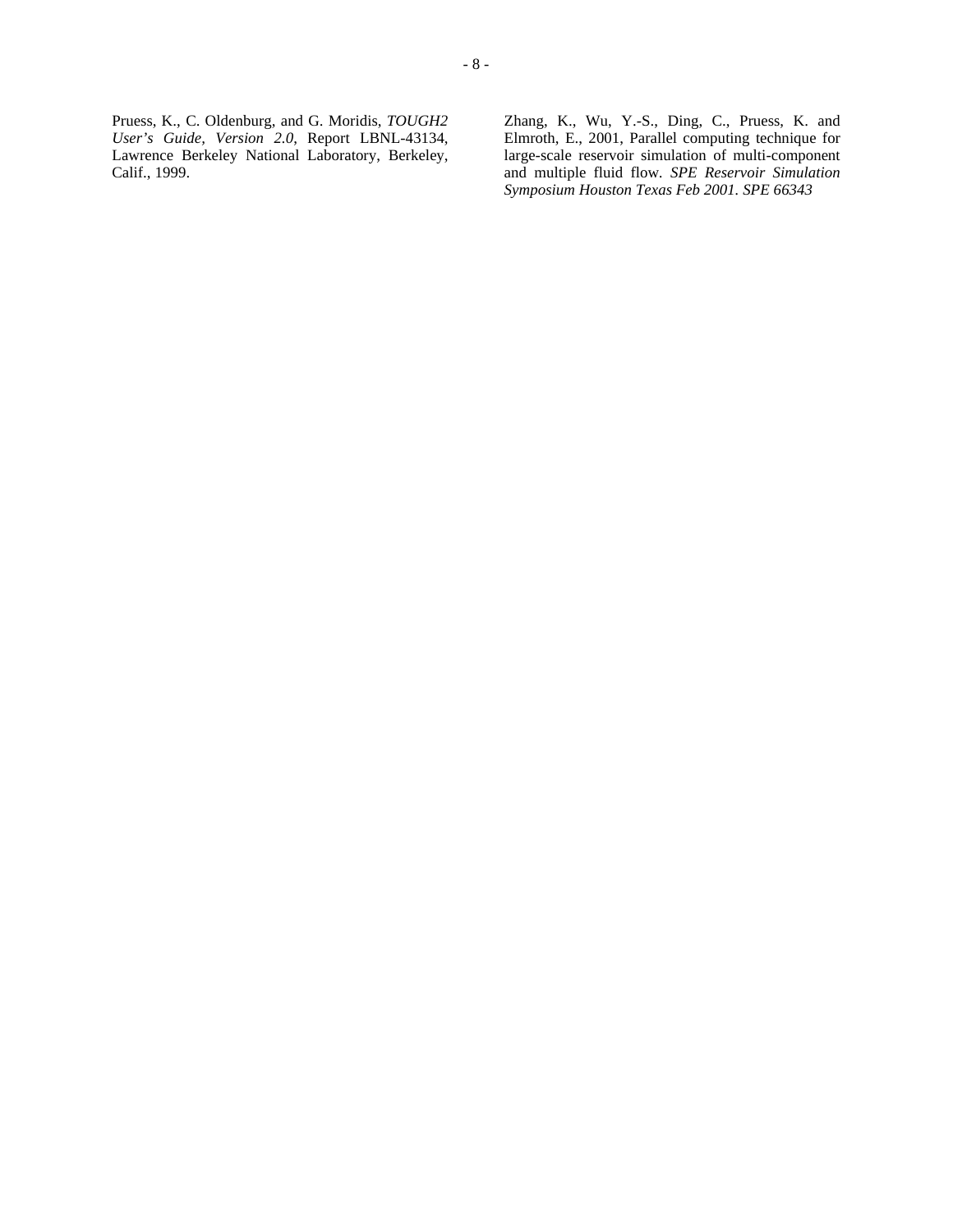Pruess, K., C. Oldenburg, and G. Moridis, *TOUGH2 User's Guide, Version 2.0*, Report LBNL-43134, Lawrence Berkeley National Laboratory, Berkeley, Calif., 1999.

Zhang, K., Wu, Y.-S., Ding, C., Pruess, K. and Elmroth, E., 2001, Parallel computing technique for large-scale reservoir simulation of multi-component and multiple fluid flow. *SPE Reservoir Simulation Symposium Houston Texas Feb 2001. SPE 66343*